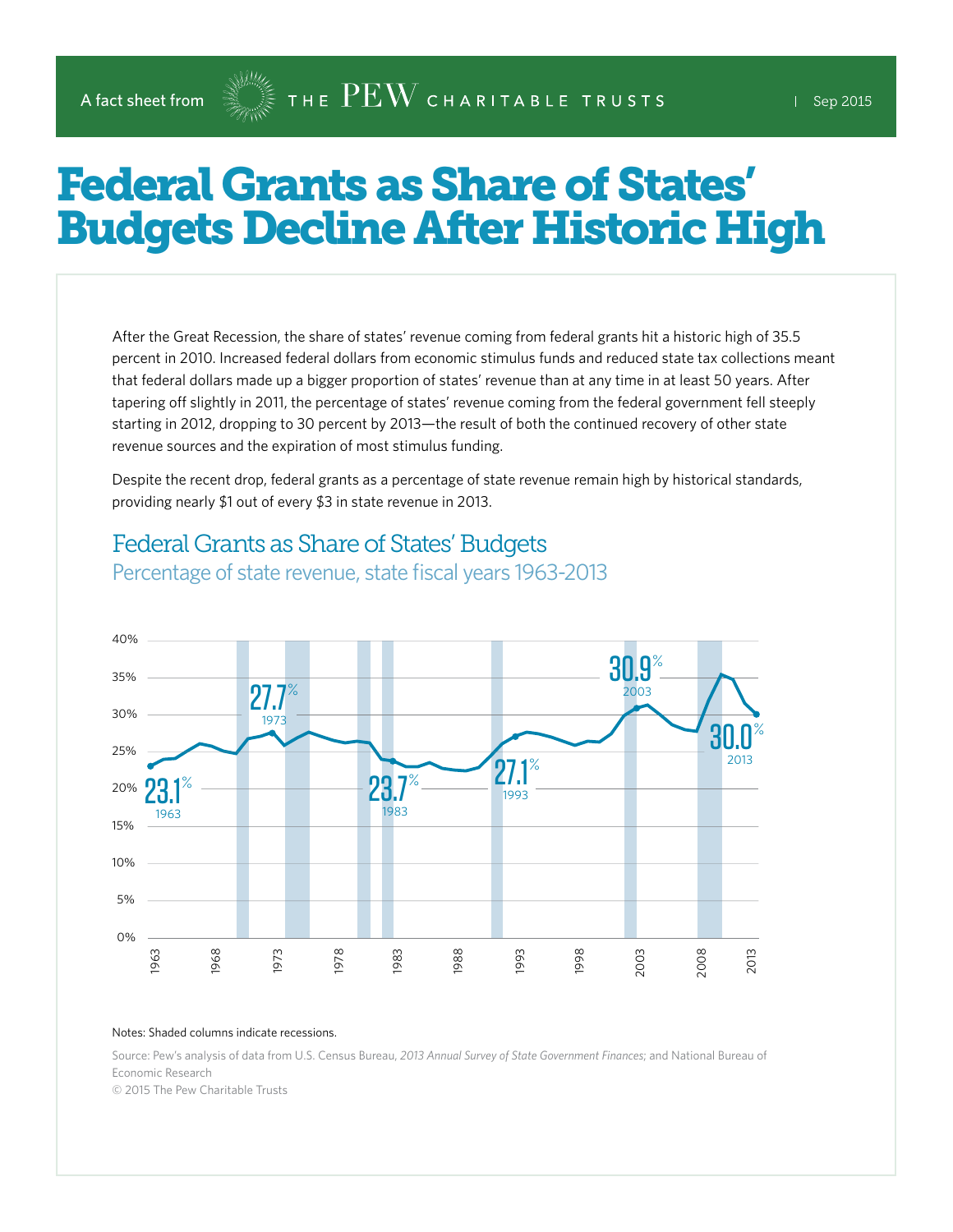A fact sheet from THE PEW CHARITABLE TRUSTS | Sep 2015

# Federal Grants as Share of States' Budgets Decline After Historic High

After the Great Recession, the share of states' revenue coming from federal grants hit a historic high of 35.5 percent in 2010. Increased federal dollars from economic stimulus funds and reduced state tax collections meant that federal dollars made up a bigger proportion of states' revenue than at any time in at least 50 years. After tapering off slightly in 2011, the percentage of states' revenue coming from the federal government fell steeply starting in 2012, dropping to 30 percent by 2013—the result of both the continued recovery of other state revenue sources and the expiration of most stimulus funding.

Despite the recent drop, federal grants as a percentage of state revenue remain high by historical standards, providing nearly $1 out of every $3 in state revenue in 2013.

## Federal Grants as Share of States' Budgets

Percentage of state revenue, state fiscal years 1963-2013

| Year | Share of state revenue |
|---|---|
| 1963 | 23.1% |
| 1973 | 27.7% |
| 1983 | 23.7% |
| 1993 | 27.1% |
| 2003 | 30.9% |
| 2013 | 30.0% |

Notes: Shaded columns indicate recessions.

Source: Pew's analysis of data from U.S. Census Bureau, *2013 Annual Survey of State Government Finances*; and National Bureau of Economic Research

© 2015 The Pew Charitable Trusts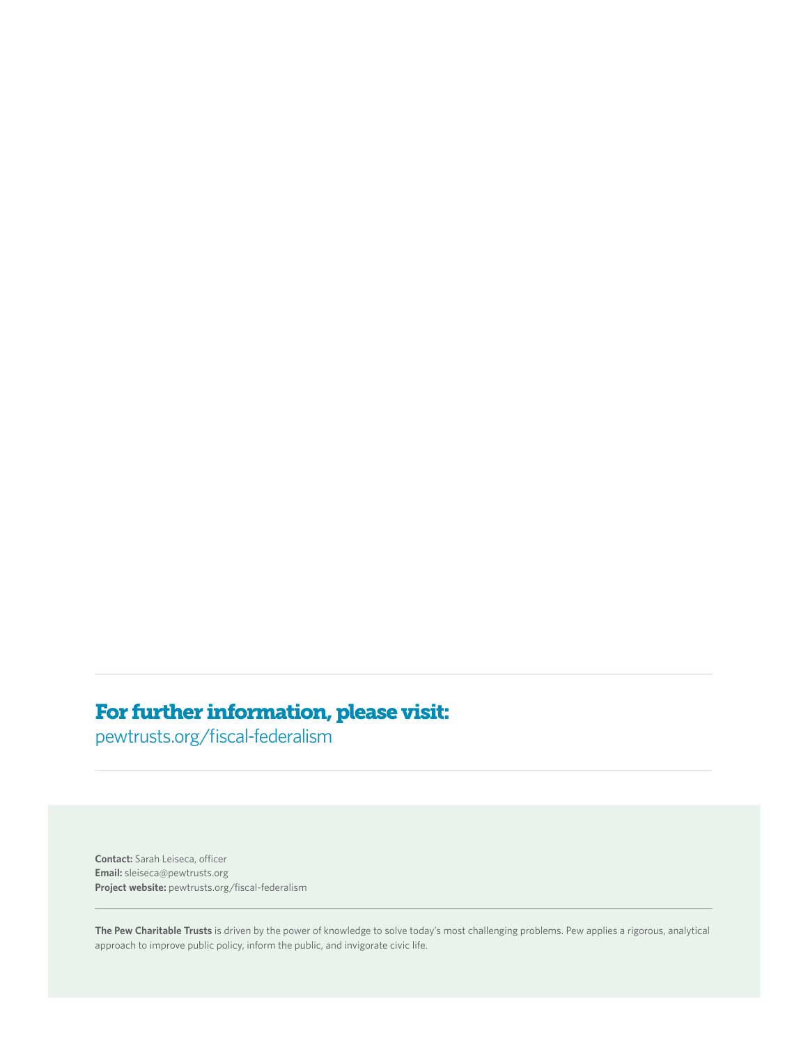## For further information, please visit:

pewtrusts.org/fiscal-federalism

**Contact:** Sarah Leiseca, officer
**Email:** sleiseca@pewtrusts.org
**Project website:** pewtrusts.org/fiscal-federalism

**The Pew Charitable Trusts** is driven by the power of knowledge to solve today's most challenging problems. Pew applies a rigorous, analytical approach to improve public policy, inform the public, and invigorate civic life.